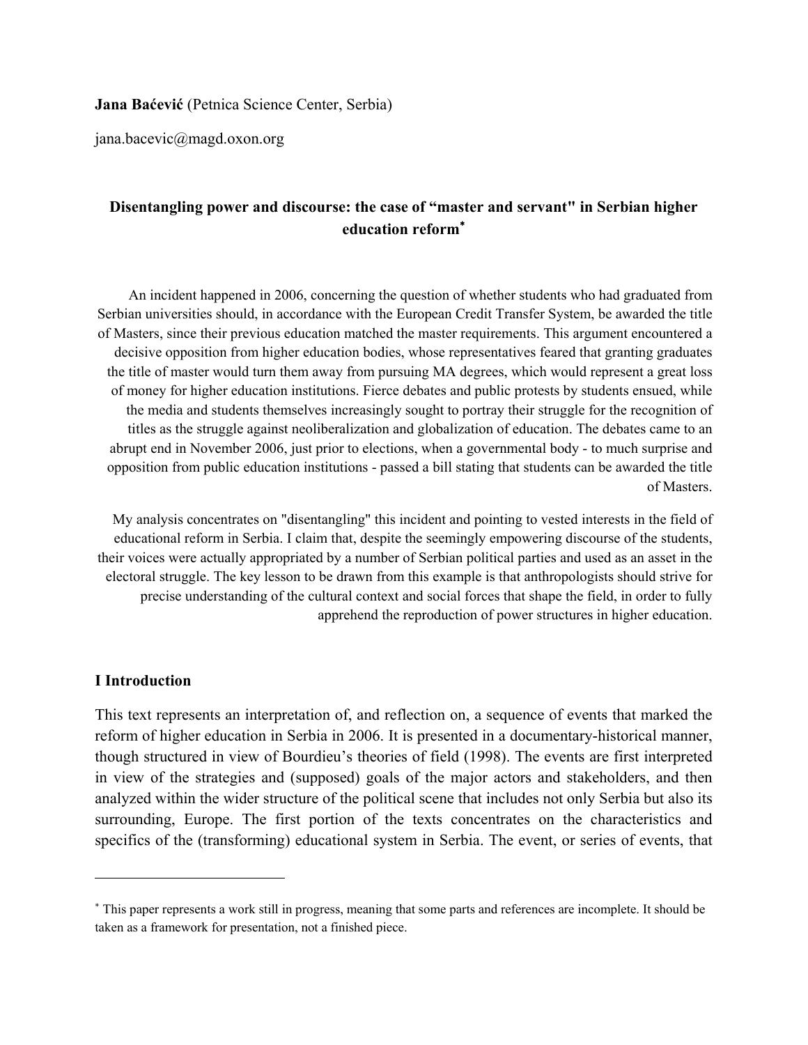**Jana Baćević** (Petnica Science Center, Serbia)

jana.bacevic@magd.oxon.org

## Disentangling power and discourse: the case of "master and servant" in Serbian higher education reform*

An incident happened in 2006, concerning the question of whether students who had graduated from Serbian universities should, in accordance with the European Credit Transfer System, be awarded the title of Masters, since their previous education matched the master requirements. This argument encountered a decisive opposition from higher education bodies, whose representatives feared that granting graduates the title of master would turn them away from pursuing MA degrees, which would represent a great loss of money for higher education institutions. Fierce debates and public protests by students ensued, while the media and students themselves increasingly sought to portray their struggle for the recognition of titles as the struggle against neoliberalization and globalization of education. The debates came to an abrupt end in November 2006, just prior to elections, when a governmental body - to much surprise and opposition from public education institutions - passed a bill stating that students can be awarded the title of Masters.

My analysis concentrates on "disentangling" this incident and pointing to vested interests in the field of educational reform in Serbia. I claim that, despite the seemingly empowering discourse of the students, their voices were actually appropriated by a number of Serbian political parties and used as an asset in the electoral struggle. The key lesson to be drawn from this example is that anthropologists should strive for precise understanding of the cultural context and social forces that shape the field, in order to fully apprehend the reproduction of power structures in higher education.

### I Introduction

This text represents an interpretation of, and reflection on, a sequence of events that marked the reform of higher education in Serbia in 2006. It is presented in a documentary-historical manner, though structured in view of Bourdieu's theories of field (1998). The events are first interpreted in view of the strategies and (supposed) goals of the major actors and stakeholders, and then analyzed within the wider structure of the political scene that includes not only Serbia but also its surrounding, Europe. The first portion of the texts concentrates on the characteristics and specifics of the (transforming) educational system in Serbia. The event, or series of events, that

---

* This paper represents a work still in progress, meaning that some parts and references are incomplete. It should be taken as a framework for presentation, not a finished piece.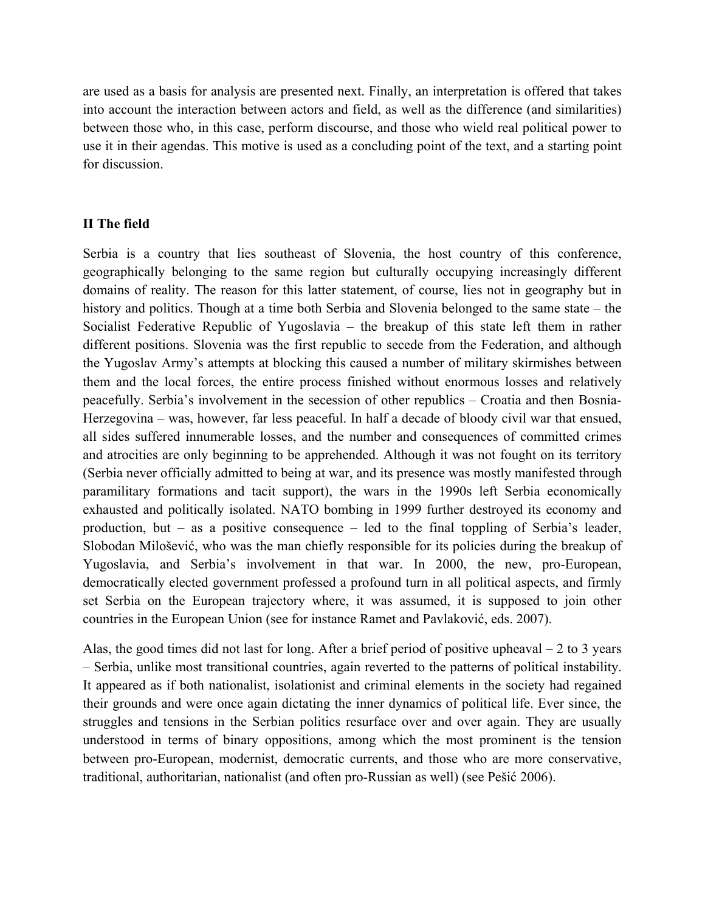are used as a basis for analysis are presented next. Finally, an interpretation is offered that takes into account the interaction between actors and field, as well as the difference (and similarities) between those who, in this case, perform discourse, and those who wield real political power to use it in their agendas. This motive is used as a concluding point of the text, and a starting point for discussion.

## II The field

Serbia is a country that lies southeast of Slovenia, the host country of this conference, geographically belonging to the same region but culturally occupying increasingly different domains of reality. The reason for this latter statement, of course, lies not in geography but in history and politics. Though at a time both Serbia and Slovenia belonged to the same state – the Socialist Federative Republic of Yugoslavia – the breakup of this state left them in rather different positions. Slovenia was the first republic to secede from the Federation, and although the Yugoslav Army's attempts at blocking this caused a number of military skirmishes between them and the local forces, the entire process finished without enormous losses and relatively peacefully. Serbia's involvement in the secession of other republics – Croatia and then Bosnia-Herzegovina – was, however, far less peaceful. In half a decade of bloody civil war that ensued, all sides suffered innumerable losses, and the number and consequences of committed crimes and atrocities are only beginning to be apprehended. Although it was not fought on its territory (Serbia never officially admitted to being at war, and its presence was mostly manifested through paramilitary formations and tacit support), the wars in the 1990s left Serbia economically exhausted and politically isolated. NATO bombing in 1999 further destroyed its economy and production, but – as a positive consequence – led to the final toppling of Serbia's leader, Slobodan Milošević, who was the man chiefly responsible for its policies during the breakup of Yugoslavia, and Serbia's involvement in that war. In 2000, the new, pro-European, democratically elected government professed a profound turn in all political aspects, and firmly set Serbia on the European trajectory where, it was assumed, it is supposed to join other countries in the European Union (see for instance Ramet and Pavlaković, eds. 2007).

Alas, the good times did not last for long. After a brief period of positive upheaval – 2 to 3 years – Serbia, unlike most transitional countries, again reverted to the patterns of political instability. It appeared as if both nationalist, isolationist and criminal elements in the society had regained their grounds and were once again dictating the inner dynamics of political life. Ever since, the struggles and tensions in the Serbian politics resurface over and over again. They are usually understood in terms of binary oppositions, among which the most prominent is the tension between pro-European, modernist, democratic currents, and those who are more conservative, traditional, authoritarian, nationalist (and often pro-Russian as well) (see Pešić 2006).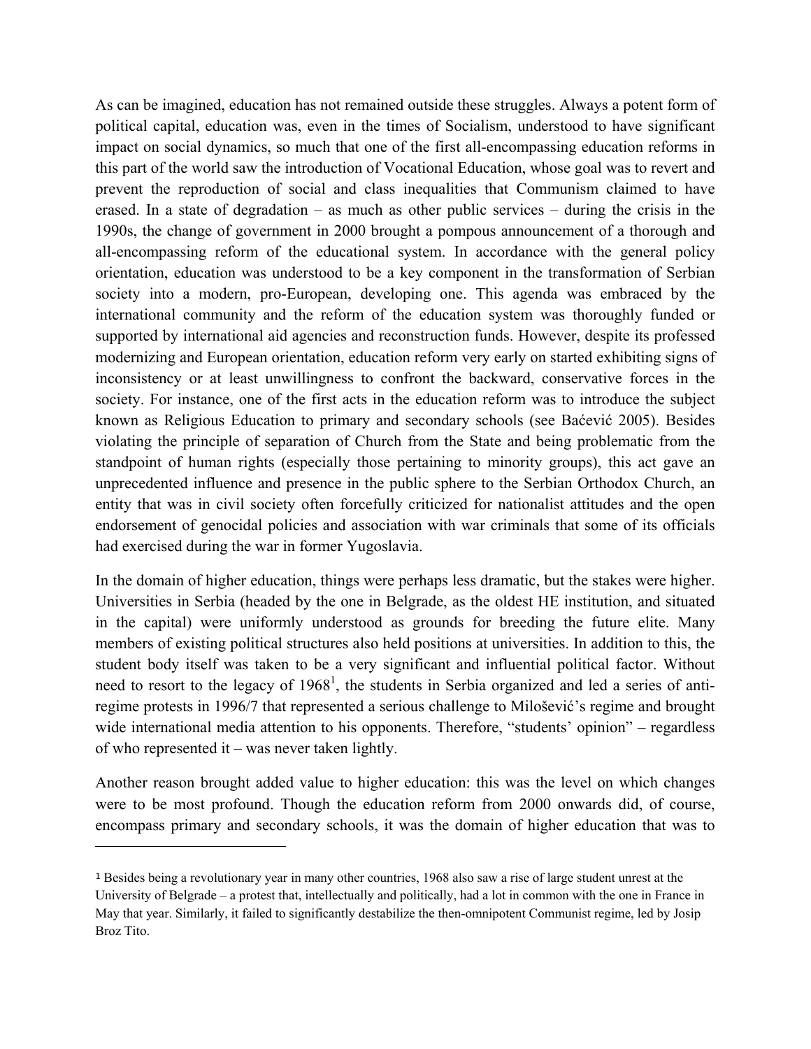As can be imagined, education has not remained outside these struggles. Always a potent form of political capital, education was, even in the times of Socialism, understood to have significant impact on social dynamics, so much that one of the first all-encompassing education reforms in this part of the world saw the introduction of Vocational Education, whose goal was to revert and prevent the reproduction of social and class inequalities that Communism claimed to have erased. In a state of degradation – as much as other public services – during the crisis in the 1990s, the change of government in 2000 brought a pompous announcement of a thorough and all-encompassing reform of the educational system. In accordance with the general policy orientation, education was understood to be a key component in the transformation of Serbian society into a modern, pro-European, developing one. This agenda was embraced by the international community and the reform of the education system was thoroughly funded or supported by international aid agencies and reconstruction funds. However, despite its professed modernizing and European orientation, education reform very early on started exhibiting signs of inconsistency or at least unwillingness to confront the backward, conservative forces in the society. For instance, one of the first acts in the education reform was to introduce the subject known as Religious Education to primary and secondary schools (see Baćević 2005). Besides violating the principle of separation of Church from the State and being problematic from the standpoint of human rights (especially those pertaining to minority groups), this act gave an unprecedented influence and presence in the public sphere to the Serbian Orthodox Church, an entity that was in civil society often forcefully criticized for nationalist attitudes and the open endorsement of genocidal policies and association with war criminals that some of its officials had exercised during the war in former Yugoslavia.

In the domain of higher education, things were perhaps less dramatic, but the stakes were higher. Universities in Serbia (headed by the one in Belgrade, as the oldest HE institution, and situated in the capital) were uniformly understood as grounds for breeding the future elite. Many members of existing political structures also held positions at universities. In addition to this, the student body itself was taken to be a very significant and influential political factor. Without need to resort to the legacy of 1968[1], the students in Serbia organized and led a series of anti-regime protests in 1996/7 that represented a serious challenge to Milošević's regime and brought wide international media attention to his opponents. Therefore, "students' opinion" – regardless of who represented it – was never taken lightly.

Another reason brought added value to higher education: this was the level on which changes were to be most profound. Though the education reform from 2000 onwards did, of course, encompass primary and secondary schools, it was the domain of higher education that was to

[1] Besides being a revolutionary year in many other countries, 1968 also saw a rise of large student unrest at the University of Belgrade – a protest that, intellectually and politically, had a lot in common with the one in France in May that year. Similarly, it failed to significantly destabilize the then-omnipotent Communist regime, led by Josip Broz Tito.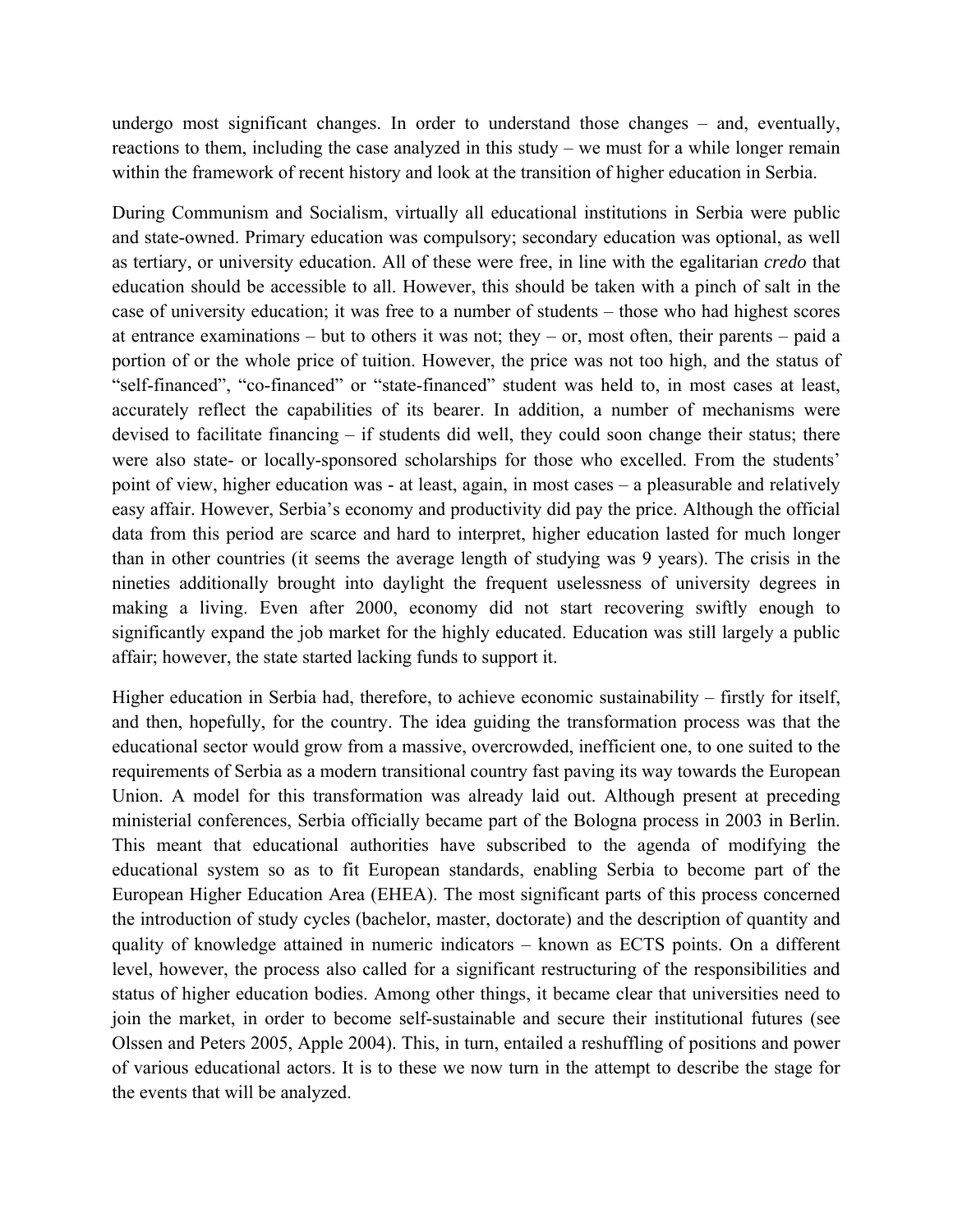undergo most significant changes. In order to understand those changes – and, eventually, reactions to them, including the case analyzed in this study – we must for a while longer remain within the framework of recent history and look at the transition of higher education in Serbia.

During Communism and Socialism, virtually all educational institutions in Serbia were public and state-owned. Primary education was compulsory; secondary education was optional, as well as tertiary, or university education. All of these were free, in line with the egalitarian *credo* that education should be accessible to all. However, this should be taken with a pinch of salt in the case of university education; it was free to a number of students – those who had highest scores at entrance examinations – but to others it was not; they – or, most often, their parents – paid a portion of or the whole price of tuition. However, the price was not too high, and the status of "self-financed", "co-financed" or "state-financed" student was held to, in most cases at least, accurately reflect the capabilities of its bearer. In addition, a number of mechanisms were devised to facilitate financing – if students did well, they could soon change their status; there were also state- or locally-sponsored scholarships for those who excelled. From the students' point of view, higher education was - at least, again, in most cases – a pleasurable and relatively easy affair. However, Serbia's economy and productivity did pay the price. Although the official data from this period are scarce and hard to interpret, higher education lasted for much longer than in other countries (it seems the average length of studying was 9 years). The crisis in the nineties additionally brought into daylight the frequent uselessness of university degrees in making a living. Even after 2000, economy did not start recovering swiftly enough to significantly expand the job market for the highly educated. Education was still largely a public affair; however, the state started lacking funds to support it.

Higher education in Serbia had, therefore, to achieve economic sustainability – firstly for itself, and then, hopefully, for the country. The idea guiding the transformation process was that the educational sector would grow from a massive, overcrowded, inefficient one, to one suited to the requirements of Serbia as a modern transitional country fast paving its way towards the European Union. A model for this transformation was already laid out. Although present at preceding ministerial conferences, Serbia officially became part of the Bologna process in 2003 in Berlin. This meant that educational authorities have subscribed to the agenda of modifying the educational system so as to fit European standards, enabling Serbia to become part of the European Higher Education Area (EHEA). The most significant parts of this process concerned the introduction of study cycles (bachelor, master, doctorate) and the description of quantity and quality of knowledge attained in numeric indicators – known as ECTS points. On a different level, however, the process also called for a significant restructuring of the responsibilities and status of higher education bodies. Among other things, it became clear that universities need to join the market, in order to become self-sustainable and secure their institutional futures (see Olssen and Peters 2005, Apple 2004). This, in turn, entailed a reshuffling of positions and power of various educational actors. It is to these we now turn in the attempt to describe the stage for the events that will be analyzed.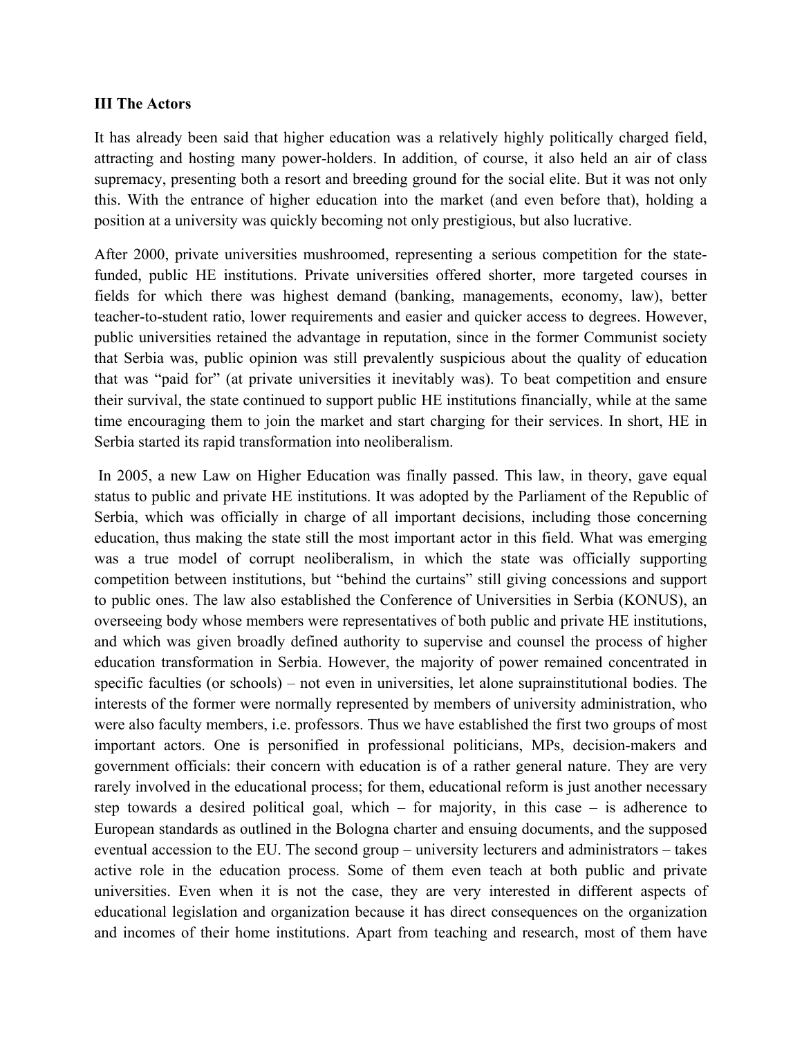**III The Actors**

It has already been said that higher education was a relatively highly politically charged field, attracting and hosting many power-holders. In addition, of course, it also held an air of class supremacy, presenting both a resort and breeding ground for the social elite. But it was not only this. With the entrance of higher education into the market (and even before that), holding a position at a university was quickly becoming not only prestigious, but also lucrative.

After 2000, private universities mushroomed, representing a serious competition for the state-funded, public HE institutions. Private universities offered shorter, more targeted courses in fields for which there was highest demand (banking, managements, economy, law), better teacher-to-student ratio, lower requirements and easier and quicker access to degrees. However, public universities retained the advantage in reputation, since in the former Communist society that Serbia was, public opinion was still prevalently suspicious about the quality of education that was "paid for" (at private universities it inevitably was). To beat competition and ensure their survival, the state continued to support public HE institutions financially, while at the same time encouraging them to join the market and start charging for their services. In short, HE in Serbia started its rapid transformation into neoliberalism.

In 2005, a new Law on Higher Education was finally passed. This law, in theory, gave equal status to public and private HE institutions. It was adopted by the Parliament of the Republic of Serbia, which was officially in charge of all important decisions, including those concerning education, thus making the state still the most important actor in this field. What was emerging was a true model of corrupt neoliberalism, in which the state was officially supporting competition between institutions, but "behind the curtains" still giving concessions and support to public ones. The law also established the Conference of Universities in Serbia (KONUS), an overseeing body whose members were representatives of both public and private HE institutions, and which was given broadly defined authority to supervise and counsel the process of higher education transformation in Serbia. However, the majority of power remained concentrated in specific faculties (or schools) – not even in universities, let alone suprainstitutional bodies. The interests of the former were normally represented by members of university administration, who were also faculty members, i.e. professors. Thus we have established the first two groups of most important actors. One is personified in professional politicians, MPs, decision-makers and government officials: their concern with education is of a rather general nature. They are very rarely involved in the educational process; for them, educational reform is just another necessary step towards a desired political goal, which – for majority, in this case – is adherence to European standards as outlined in the Bologna charter and ensuing documents, and the supposed eventual accession to the EU. The second group – university lecturers and administrators – takes active role in the education process. Some of them even teach at both public and private universities. Even when it is not the case, they are very interested in different aspects of educational legislation and organization because it has direct consequences on the organization and incomes of their home institutions. Apart from teaching and research, most of them have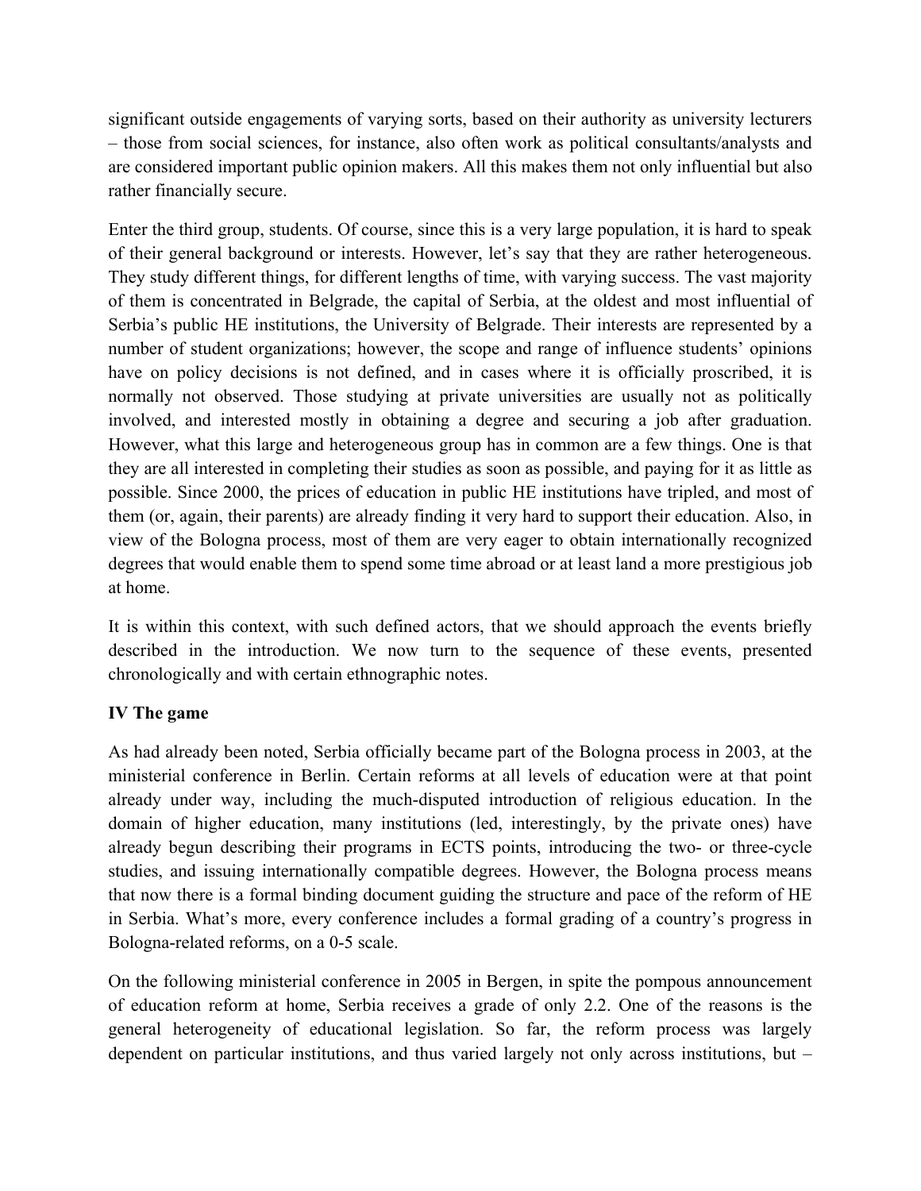significant outside engagements of varying sorts, based on their authority as university lecturers – those from social sciences, for instance, also often work as political consultants/analysts and are considered important public opinion makers. All this makes them not only influential but also rather financially secure.

Enter the third group, students. Of course, since this is a very large population, it is hard to speak of their general background or interests. However, let's say that they are rather heterogeneous. They study different things, for different lengths of time, with varying success. The vast majority of them is concentrated in Belgrade, the capital of Serbia, at the oldest and most influential of Serbia's public HE institutions, the University of Belgrade. Their interests are represented by a number of student organizations; however, the scope and range of influence students' opinions have on policy decisions is not defined, and in cases where it is officially proscribed, it is normally not observed. Those studying at private universities are usually not as politically involved, and interested mostly in obtaining a degree and securing a job after graduation. However, what this large and heterogeneous group has in common are a few things. One is that they are all interested in completing their studies as soon as possible, and paying for it as little as possible. Since 2000, the prices of education in public HE institutions have tripled, and most of them (or, again, their parents) are already finding it very hard to support their education. Also, in view of the Bologna process, most of them are very eager to obtain internationally recognized degrees that would enable them to spend some time abroad or at least land a more prestigious job at home.

It is within this context, with such defined actors, that we should approach the events briefly described in the introduction. We now turn to the sequence of these events, presented chronologically and with certain ethnographic notes.

## IV The game

As had already been noted, Serbia officially became part of the Bologna process in 2003, at the ministerial conference in Berlin. Certain reforms at all levels of education were at that point already under way, including the much-disputed introduction of religious education. In the domain of higher education, many institutions (led, interestingly, by the private ones) have already begun describing their programs in ECTS points, introducing the two- or three-cycle studies, and issuing internationally compatible degrees. However, the Bologna process means that now there is a formal binding document guiding the structure and pace of the reform of HE in Serbia. What's more, every conference includes a formal grading of a country's progress in Bologna-related reforms, on a 0-5 scale.

On the following ministerial conference in 2005 in Bergen, in spite the pompous announcement of education reform at home, Serbia receives a grade of only 2.2. One of the reasons is the general heterogeneity of educational legislation. So far, the reform process was largely dependent on particular institutions, and thus varied largely not only across institutions, but –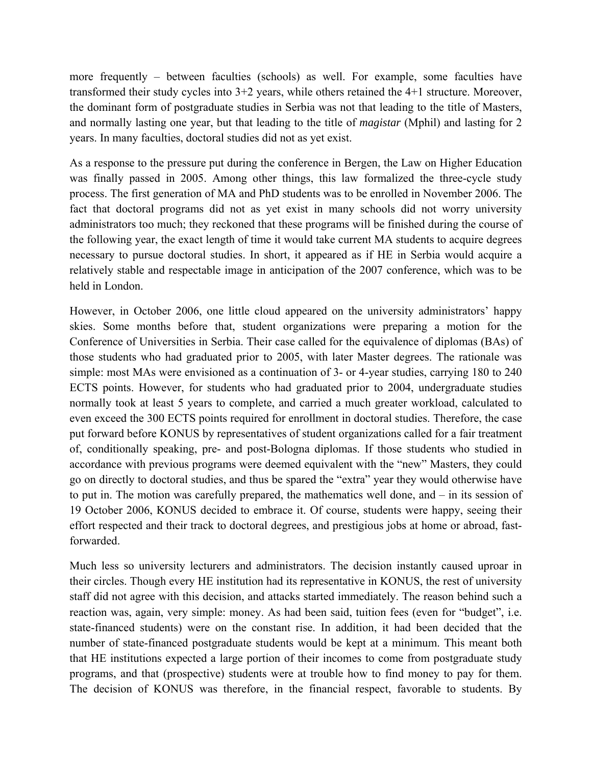more frequently – between faculties (schools) as well. For example, some faculties have transformed their study cycles into 3+2 years, while others retained the 4+1 structure. Moreover, the dominant form of postgraduate studies in Serbia was not that leading to the title of Masters, and normally lasting one year, but that leading to the title of *magistar* (Mphil) and lasting for 2 years. In many faculties, doctoral studies did not as yet exist.

As a response to the pressure put during the conference in Bergen, the Law on Higher Education was finally passed in 2005. Among other things, this law formalized the three-cycle study process. The first generation of MA and PhD students was to be enrolled in November 2006. The fact that doctoral programs did not as yet exist in many schools did not worry university administrators too much; they reckoned that these programs will be finished during the course of the following year, the exact length of time it would take current MA students to acquire degrees necessary to pursue doctoral studies. In short, it appeared as if HE in Serbia would acquire a relatively stable and respectable image in anticipation of the 2007 conference, which was to be held in London.

However, in October 2006, one little cloud appeared on the university administrators' happy skies. Some months before that, student organizations were preparing a motion for the Conference of Universities in Serbia. Their case called for the equivalence of diplomas (BAs) of those students who had graduated prior to 2005, with later Master degrees. The rationale was simple: most MAs were envisioned as a continuation of 3- or 4-year studies, carrying 180 to 240 ECTS points. However, for students who had graduated prior to 2004, undergraduate studies normally took at least 5 years to complete, and carried a much greater workload, calculated to even exceed the 300 ECTS points required for enrollment in doctoral studies. Therefore, the case put forward before KONUS by representatives of student organizations called for a fair treatment of, conditionally speaking, pre- and post-Bologna diplomas. If those students who studied in accordance with previous programs were deemed equivalent with the "new" Masters, they could go on directly to doctoral studies, and thus be spared the "extra" year they would otherwise have to put in. The motion was carefully prepared, the mathematics well done, and – in its session of 19 October 2006, KONUS decided to embrace it. Of course, students were happy, seeing their effort respected and their track to doctoral degrees, and prestigious jobs at home or abroad, fast-forwarded.

Much less so university lecturers and administrators. The decision instantly caused uproar in their circles. Though every HE institution had its representative in KONUS, the rest of university staff did not agree with this decision, and attacks started immediately. The reason behind such a reaction was, again, very simple: money. As had been said, tuition fees (even for "budget", i.e. state-financed students) were on the constant rise. In addition, it had been decided that the number of state-financed postgraduate students would be kept at a minimum. This meant both that HE institutions expected a large portion of their incomes to come from postgraduate study programs, and that (prospective) students were at trouble how to find money to pay for them. The decision of KONUS was therefore, in the financial respect, favorable to students. By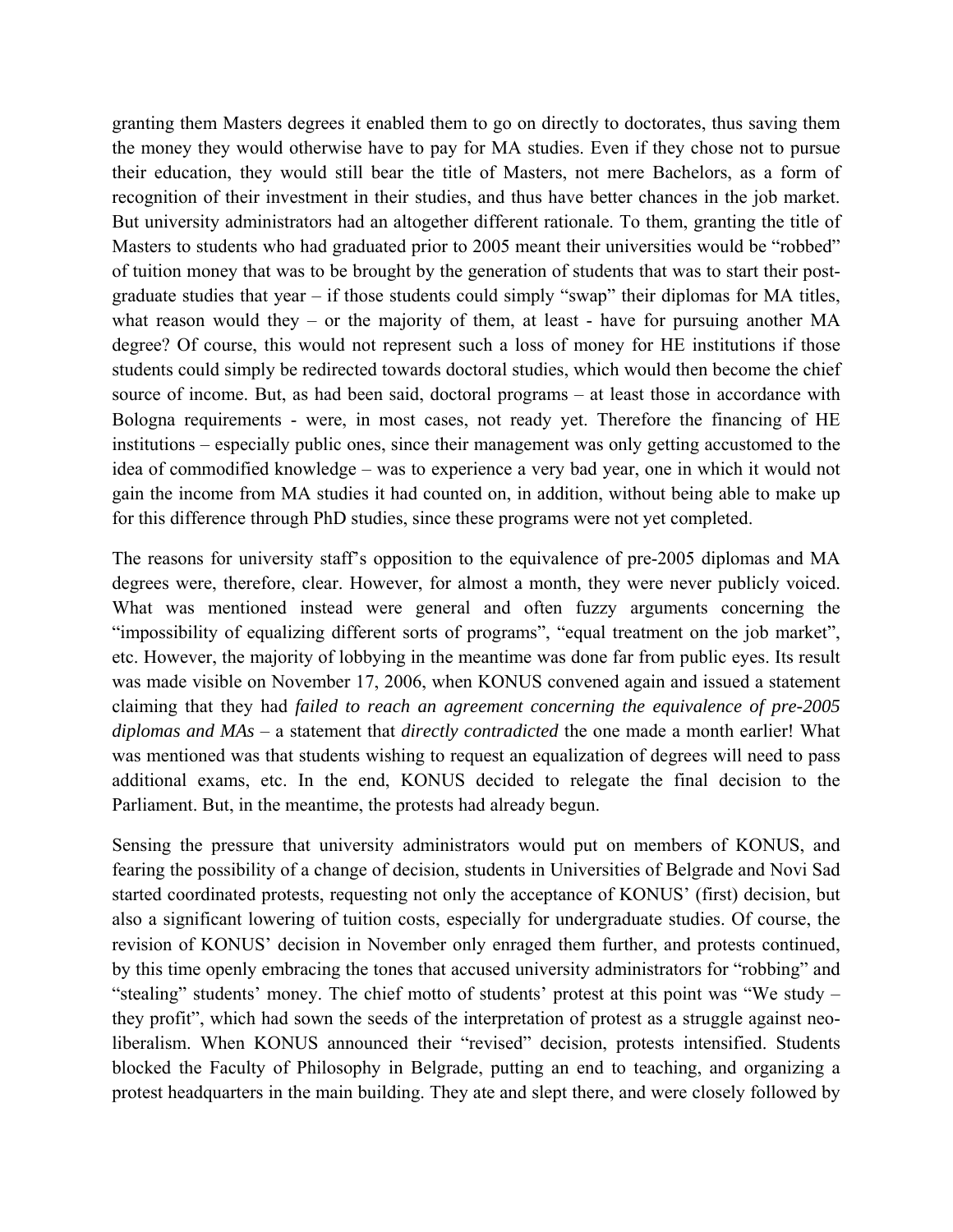granting them Masters degrees it enabled them to go on directly to doctorates, thus saving them the money they would otherwise have to pay for MA studies. Even if they chose not to pursue their education, they would still bear the title of Masters, not mere Bachelors, as a form of recognition of their investment in their studies, and thus have better chances in the job market. But university administrators had an altogether different rationale. To them, granting the title of Masters to students who had graduated prior to 2005 meant their universities would be "robbed" of tuition money that was to be brought by the generation of students that was to start their post-graduate studies that year – if those students could simply "swap" their diplomas for MA titles, what reason would they – or the majority of them, at least - have for pursuing another MA degree? Of course, this would not represent such a loss of money for HE institutions if those students could simply be redirected towards doctoral studies, which would then become the chief source of income. But, as had been said, doctoral programs – at least those in accordance with Bologna requirements - were, in most cases, not ready yet. Therefore the financing of HE institutions – especially public ones, since their management was only getting accustomed to the idea of commodified knowledge – was to experience a very bad year, one in which it would not gain the income from MA studies it had counted on, in addition, without being able to make up for this difference through PhD studies, since these programs were not yet completed.

The reasons for university staff's opposition to the equivalence of pre-2005 diplomas and MA degrees were, therefore, clear. However, for almost a month, they were never publicly voiced. What was mentioned instead were general and often fuzzy arguments concerning the "impossibility of equalizing different sorts of programs", "equal treatment on the job market", etc. However, the majority of lobbying in the meantime was done far from public eyes. Its result was made visible on November 17, 2006, when KONUS convened again and issued a statement claiming that they had *failed to reach an agreement concerning the equivalence of pre-2005 diplomas and MAs* – a statement that *directly contradicted* the one made a month earlier! What was mentioned was that students wishing to request an equalization of degrees will need to pass additional exams, etc. In the end, KONUS decided to relegate the final decision to the Parliament. But, in the meantime, the protests had already begun.

Sensing the pressure that university administrators would put on members of KONUS, and fearing the possibility of a change of decision, students in Universities of Belgrade and Novi Sad started coordinated protests, requesting not only the acceptance of KONUS' (first) decision, but also a significant lowering of tuition costs, especially for undergraduate studies. Of course, the revision of KONUS' decision in November only enraged them further, and protests continued, by this time openly embracing the tones that accused university administrators for "robbing" and "stealing" students' money. The chief motto of students' protest at this point was "We study – they profit", which had sown the seeds of the interpretation of protest as a struggle against neo-liberalism. When KONUS announced their "revised" decision, protests intensified. Students blocked the Faculty of Philosophy in Belgrade, putting an end to teaching, and organizing a protest headquarters in the main building. They ate and slept there, and were closely followed by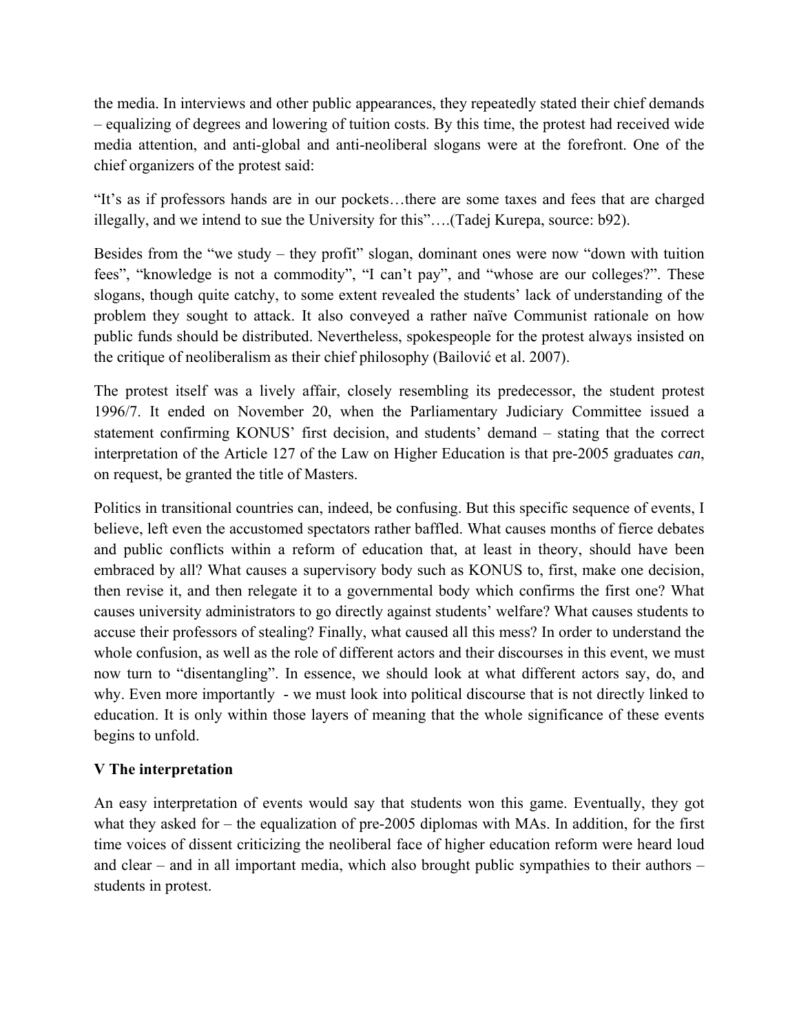the media. In interviews and other public appearances, they repeatedly stated their chief demands – equalizing of degrees and lowering of tuition costs. By this time, the protest had received wide media attention, and anti-global and anti-neoliberal slogans were at the forefront. One of the chief organizers of the protest said:

"It's as if professors hands are in our pockets…there are some taxes and fees that are charged illegally, and we intend to sue the University for this"….(Tadej Kurepa, source: b92).

Besides from the "we study – they profit" slogan, dominant ones were now "down with tuition fees", "knowledge is not a commodity", "I can't pay", and "whose are our colleges?". These slogans, though quite catchy, to some extent revealed the students' lack of understanding of the problem they sought to attack. It also conveyed a rather naïve Communist rationale on how public funds should be distributed. Nevertheless, spokespeople for the protest always insisted on the critique of neoliberalism as their chief philosophy (Bailović et al. 2007).

The protest itself was a lively affair, closely resembling its predecessor, the student protest 1996/7. It ended on November 20, when the Parliamentary Judiciary Committee issued a statement confirming KONUS' first decision, and students' demand – stating that the correct interpretation of the Article 127 of the Law on Higher Education is that pre-2005 graduates *can*, on request, be granted the title of Masters.

Politics in transitional countries can, indeed, be confusing. But this specific sequence of events, I believe, left even the accustomed spectators rather baffled. What causes months of fierce debates and public conflicts within a reform of education that, at least in theory, should have been embraced by all? What causes a supervisory body such as KONUS to, first, make one decision, then revise it, and then relegate it to a governmental body which confirms the first one? What causes university administrators to go directly against students' welfare? What causes students to accuse their professors of stealing? Finally, what caused all this mess? In order to understand the whole confusion, as well as the role of different actors and their discourses in this event, we must now turn to "disentangling". In essence, we should look at what different actors say, do, and why. Even more importantly - we must look into political discourse that is not directly linked to education. It is only within those layers of meaning that the whole significance of these events begins to unfold.

## V The interpretation

An easy interpretation of events would say that students won this game. Eventually, they got what they asked for – the equalization of pre-2005 diplomas with MAs. In addition, for the first time voices of dissent criticizing the neoliberal face of higher education reform were heard loud and clear – and in all important media, which also brought public sympathies to their authors – students in protest.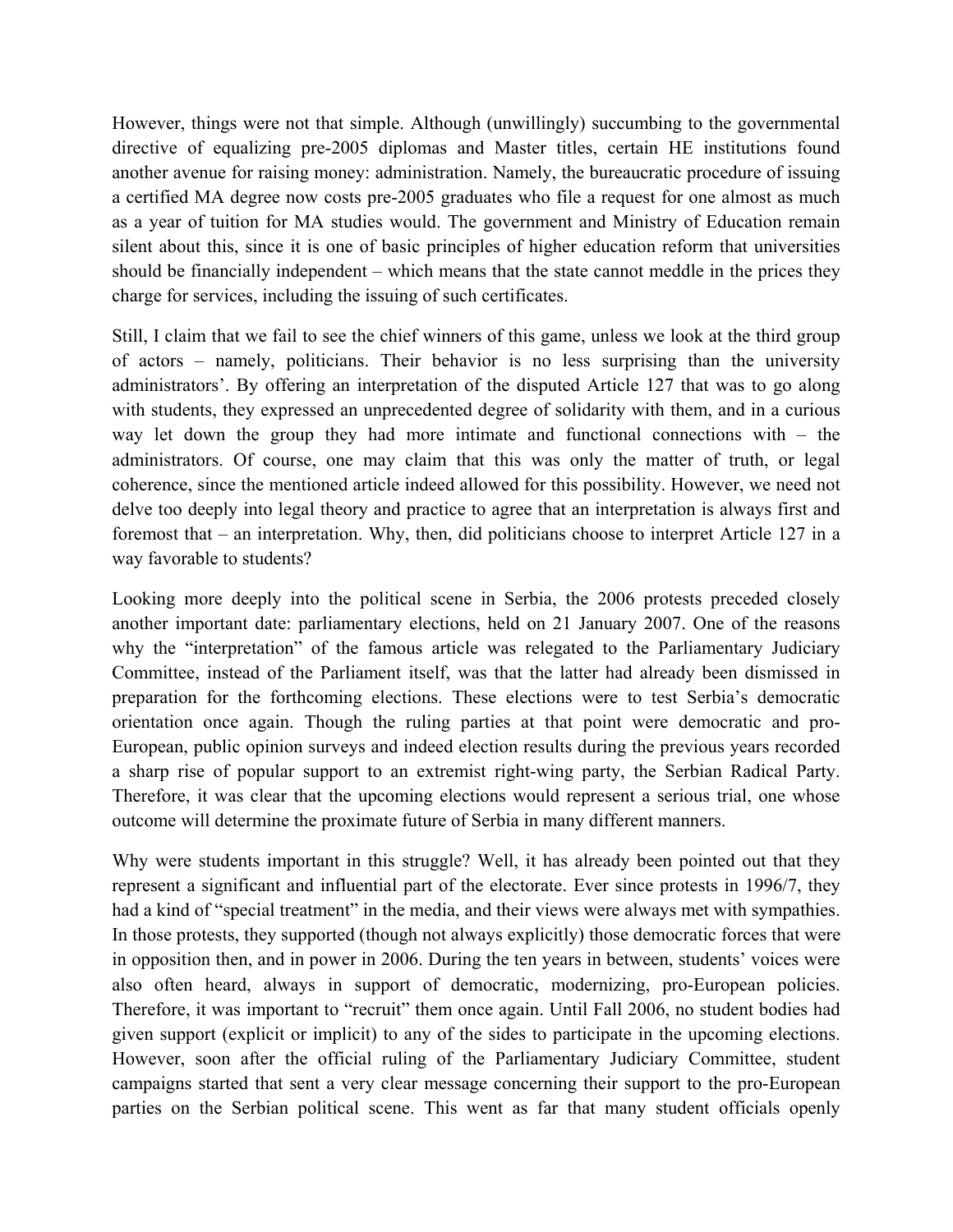However, things were not that simple. Although (unwillingly) succumbing to the governmental directive of equalizing pre-2005 diplomas and Master titles, certain HE institutions found another avenue for raising money: administration. Namely, the bureaucratic procedure of issuing a certified MA degree now costs pre-2005 graduates who file a request for one almost as much as a year of tuition for MA studies would. The government and Ministry of Education remain silent about this, since it is one of basic principles of higher education reform that universities should be financially independent – which means that the state cannot meddle in the prices they charge for services, including the issuing of such certificates.

Still, I claim that we fail to see the chief winners of this game, unless we look at the third group of actors – namely, politicians. Their behavior is no less surprising than the university administrators'. By offering an interpretation of the disputed Article 127 that was to go along with students, they expressed an unprecedented degree of solidarity with them, and in a curious way let down the group they had more intimate and functional connections with – the administrators. Of course, one may claim that this was only the matter of truth, or legal coherence, since the mentioned article indeed allowed for this possibility. However, we need not delve too deeply into legal theory and practice to agree that an interpretation is always first and foremost that – an interpretation. Why, then, did politicians choose to interpret Article 127 in a way favorable to students?

Looking more deeply into the political scene in Serbia, the 2006 protests preceded closely another important date: parliamentary elections, held on 21 January 2007. One of the reasons why the "interpretation" of the famous article was relegated to the Parliamentary Judiciary Committee, instead of the Parliament itself, was that the latter had already been dismissed in preparation for the forthcoming elections. These elections were to test Serbia's democratic orientation once again. Though the ruling parties at that point were democratic and pro-European, public opinion surveys and indeed election results during the previous years recorded a sharp rise of popular support to an extremist right-wing party, the Serbian Radical Party. Therefore, it was clear that the upcoming elections would represent a serious trial, one whose outcome will determine the proximate future of Serbia in many different manners.

Why were students important in this struggle? Well, it has already been pointed out that they represent a significant and influential part of the electorate. Ever since protests in 1996/7, they had a kind of "special treatment" in the media, and their views were always met with sympathies. In those protests, they supported (though not always explicitly) those democratic forces that were in opposition then, and in power in 2006. During the ten years in between, students' voices were also often heard, always in support of democratic, modernizing, pro-European policies. Therefore, it was important to "recruit" them once again. Until Fall 2006, no student bodies had given support (explicit or implicit) to any of the sides to participate in the upcoming elections. However, soon after the official ruling of the Parliamentary Judiciary Committee, student campaigns started that sent a very clear message concerning their support to the pro-European parties on the Serbian political scene. This went as far that many student officials openly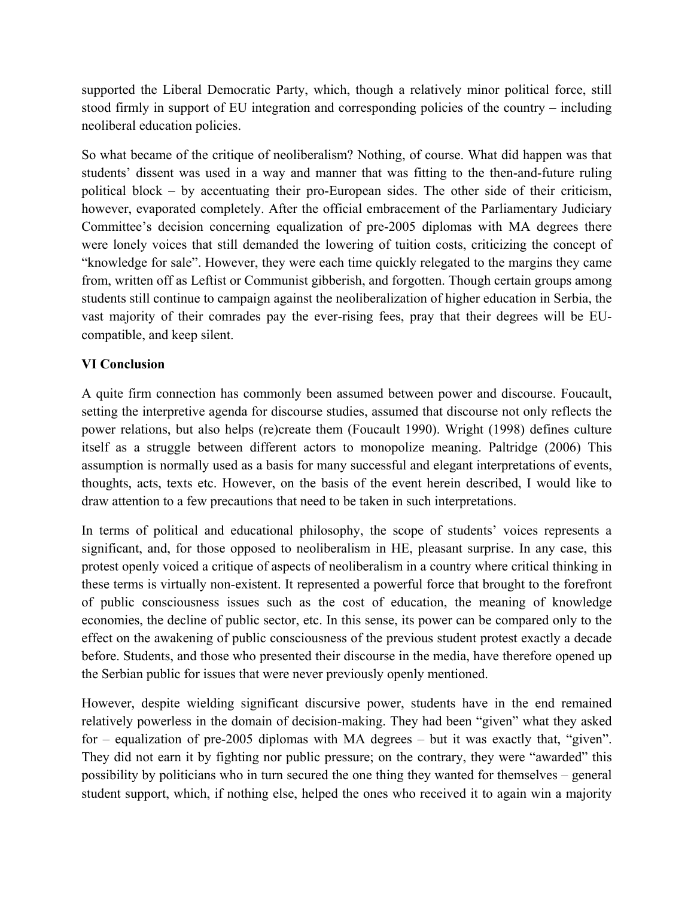supported the Liberal Democratic Party, which, though a relatively minor political force, still stood firmly in support of EU integration and corresponding policies of the country – including neoliberal education policies.

So what became of the critique of neoliberalism? Nothing, of course. What did happen was that students' dissent was used in a way and manner that was fitting to the then-and-future ruling political block – by accentuating their pro-European sides. The other side of their criticism, however, evaporated completely. After the official embracement of the Parliamentary Judiciary Committee's decision concerning equalization of pre-2005 diplomas with MA degrees there were lonely voices that still demanded the lowering of tuition costs, criticizing the concept of "knowledge for sale". However, they were each time quickly relegated to the margins they came from, written off as Leftist or Communist gibberish, and forgotten. Though certain groups among students still continue to campaign against the neoliberalization of higher education in Serbia, the vast majority of their comrades pay the ever-rising fees, pray that their degrees will be EU-compatible, and keep silent.

## VI Conclusion

A quite firm connection has commonly been assumed between power and discourse. Foucault, setting the interpretive agenda for discourse studies, assumed that discourse not only reflects the power relations, but also helps (re)create them (Foucault 1990). Wright (1998) defines culture itself as a struggle between different actors to monopolize meaning. Paltridge (2006) This assumption is normally used as a basis for many successful and elegant interpretations of events, thoughts, acts, texts etc. However, on the basis of the event herein described, I would like to draw attention to a few precautions that need to be taken in such interpretations.

In terms of political and educational philosophy, the scope of students' voices represents a significant, and, for those opposed to neoliberalism in HE, pleasant surprise. In any case, this protest openly voiced a critique of aspects of neoliberalism in a country where critical thinking in these terms is virtually non-existent. It represented a powerful force that brought to the forefront of public consciousness issues such as the cost of education, the meaning of knowledge economies, the decline of public sector, etc. In this sense, its power can be compared only to the effect on the awakening of public consciousness of the previous student protest exactly a decade before. Students, and those who presented their discourse in the media, have therefore opened up the Serbian public for issues that were never previously openly mentioned.

However, despite wielding significant discursive power, students have in the end remained relatively powerless in the domain of decision-making. They had been "given" what they asked for – equalization of pre-2005 diplomas with MA degrees – but it was exactly that, "given". They did not earn it by fighting nor public pressure; on the contrary, they were "awarded" this possibility by politicians who in turn secured the one thing they wanted for themselves – general student support, which, if nothing else, helped the ones who received it to again win a majority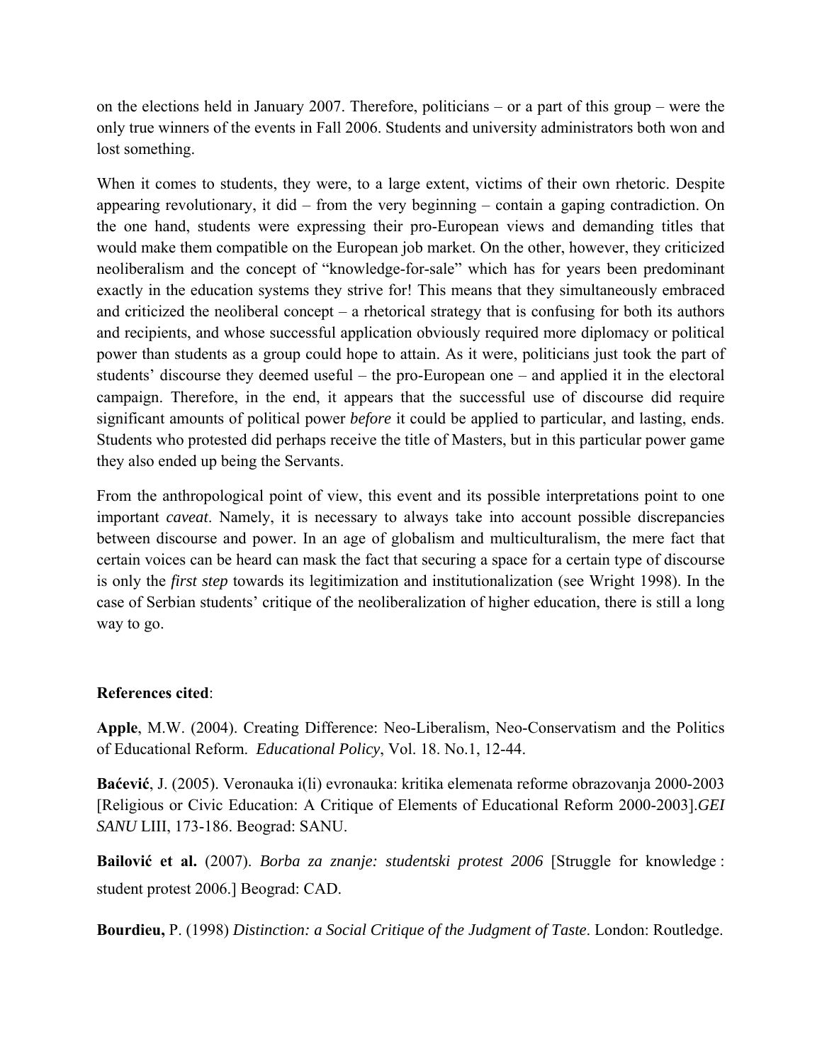on the elections held in January 2007. Therefore, politicians – or a part of this group – were the only true winners of the events in Fall 2006. Students and university administrators both won and lost something.

When it comes to students, they were, to a large extent, victims of their own rhetoric. Despite appearing revolutionary, it did – from the very beginning – contain a gaping contradiction. On the one hand, students were expressing their pro-European views and demanding titles that would make them compatible on the European job market. On the other, however, they criticized neoliberalism and the concept of "knowledge-for-sale" which has for years been predominant exactly in the education systems they strive for! This means that they simultaneously embraced and criticized the neoliberal concept – a rhetorical strategy that is confusing for both its authors and recipients, and whose successful application obviously required more diplomacy or political power than students as a group could hope to attain. As it were, politicians just took the part of students' discourse they deemed useful – the pro-European one – and applied it in the electoral campaign. Therefore, in the end, it appears that the successful use of discourse did require significant amounts of political power *before* it could be applied to particular, and lasting, ends. Students who protested did perhaps receive the title of Masters, but in this particular power game they also ended up being the Servants.

From the anthropological point of view, this event and its possible interpretations point to one important *caveat*. Namely, it is necessary to always take into account possible discrepancies between discourse and power. In an age of globalism and multiculturalism, the mere fact that certain voices can be heard can mask the fact that securing a space for a certain type of discourse is only the *first step* towards its legitimization and institutionalization (see Wright 1998). In the case of Serbian students' critique of the neoliberalization of higher education, there is still a long way to go.

**References cited**:

**Apple**, M.W. (2004). Creating Difference: Neo-Liberalism, Neo-Conservatism and the Politics of Educational Reform. *Educational Policy*, Vol. 18. No.1, 12-44.

**Baćević**, J. (2005). Veronauka i(li) evronauka: kritika elemenata reforme obrazovanja 2000-2003 [Religious or Civic Education: A Critique of Elements of Educational Reform 2000-2003].*GEI SANU* LIII, 173-186. Beograd: SANU.

**Bailović et al.** (2007). *Borba za znanje: studentski protest 2006* [Struggle for knowledge : student protest 2006.] Beograd: CAD.

**Bourdieu,** P. (1998) *Distinction: a Social Critique of the Judgment of Taste*. London: Routledge.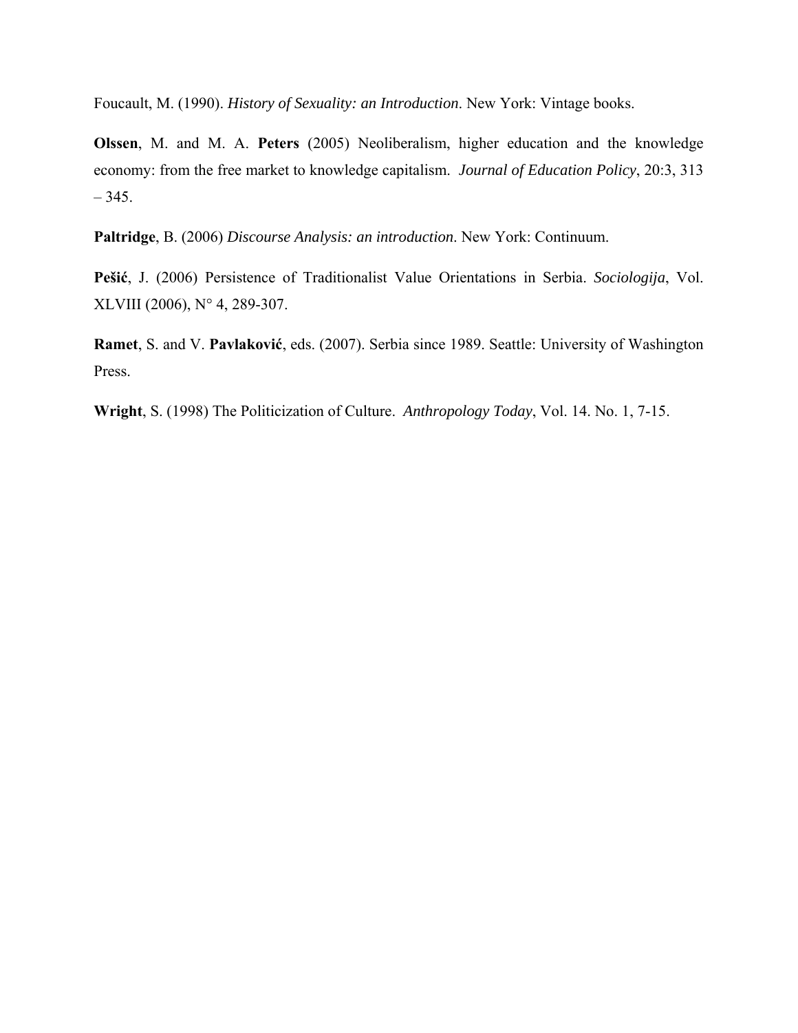Foucault, M. (1990). *History of Sexuality: an Introduction*. New York: Vintage books.

**Olssen**, M. and M. A. **Peters** (2005) Neoliberalism, higher education and the knowledge economy: from the free market to knowledge capitalism. *Journal of Education Policy*, 20:3, 313 – 345.

**Paltridge**, B. (2006) *Discourse Analysis: an introduction*. New York: Continuum.

**Pešić**, J. (2006) Persistence of Traditionalist Value Orientations in Serbia. *Sociologija*, Vol. XLVIII (2006), N° 4, 289-307.

**Ramet**, S. and V. **Pavlaković**, eds. (2007). Serbia since 1989. Seattle: University of Washington Press.

**Wright**, S. (1998) The Politicization of Culture. *Anthropology Today*, Vol. 14. No. 1, 7-15.